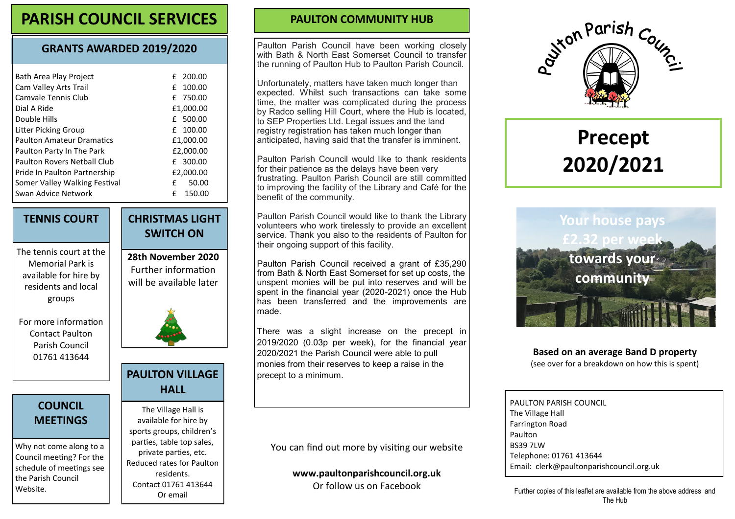# PARISH COUNCIL SERVICES

## GRANTS AWARDED 2019/2020

| Grant | Amount |
|---|---|
| Bath Area Play Project | £ 200.00 |
| Cam Valley Arts Trail | £ 100.00 |
| Camvale Tennis Club | £ 750.00 |
| Dial A Ride | £1,000.00 |
| Double Hills | £ 500.00 |
| Litter Picking Group | £ 100.00 |
| Paulton Amateur Dramatics | £1,000.00 |
| Paulton Party In The Park | £2,000.00 |
| Paulton Rovers Netball Club | £ 300.00 |
| Pride In Paulton Partnership | £2,000.00 |
| Somer Valley Walking Festival | £ 50.00 |
| Swan Advice Network | £ 150.00 |

## TENNIS COURT

The tennis court at the Memorial Park is available for hire by residents and local groups

For more information Contact Paulton Parish Council 01761 413644

## CHRISTMAS LIGHT SWITCH ON

**28th November 2020**
Further information will be available later

## COUNCIL MEETINGS

Why not come along to a Council meeting? For the schedule of meetings see the Parish Council Website.

## PAULTON VILLAGE HALL

The Village Hall is available for hire by sports groups, children's parties, table top sales, private parties, etc. Reduced rates for Paulton residents.
Contact 01761 413644
Or email

## PAULTON COMMUNITY HUB

Paulton Parish Council have been working closely with Bath & North East Somerset Council to transfer the running of Paulton Hub to Paulton Parish Council.

Unfortunately, matters have taken much longer than expected. Whilst such transactions can take some time, the matter was complicated during the process by Radco selling Hill Court, where the Hub is located, to SEP Properties Ltd. Legal issues and the land registry registration has taken much longer than anticipated, having said that the transfer is imminent.

Paulton Parish Council would like to thank residents for their patience as the delays have been very frustrating. Paulton Parish Council are still committed to improving the facility of the Library and Café for the benefit of the community.

Paulton Parish Council would like to thank the Library volunteers who work tirelessly to provide an excellent service. Thank you also to the residents of Paulton for their ongoing support of this facility.

Paulton Parish Council received a grant of £35,290 from Bath & North East Somerset for set up costs, the unspent monies will be put into reserves and will be spent in the financial year (2020-2021) once the Hub has been transferred and the improvements are made.

There was a slight increase on the precept in 2019/2020 (0.03p per week), for the financial year 2020/2021 the Parish Council were able to pull monies from their reserves to keep a raise in the precept to a minimum.

You can find out more by visiting our website

**www.paultonparishcouncil.org.uk**
Or follow us on Facebook

Paulton Parish Council

# Precept 2020/2021

**Your house pays £2.32 per week towards your community**

**Based on an average Band D property**
(see over for a breakdown on how this is spent)

PAULTON PARISH COUNCIL
The Village Hall
Farrington Road
Paulton
BS39 7LW
Telephone: 01761 413644
Email: clerk@paultonparishcouncil.org.uk

Further copies of this leaflet are available from the above address and The Hub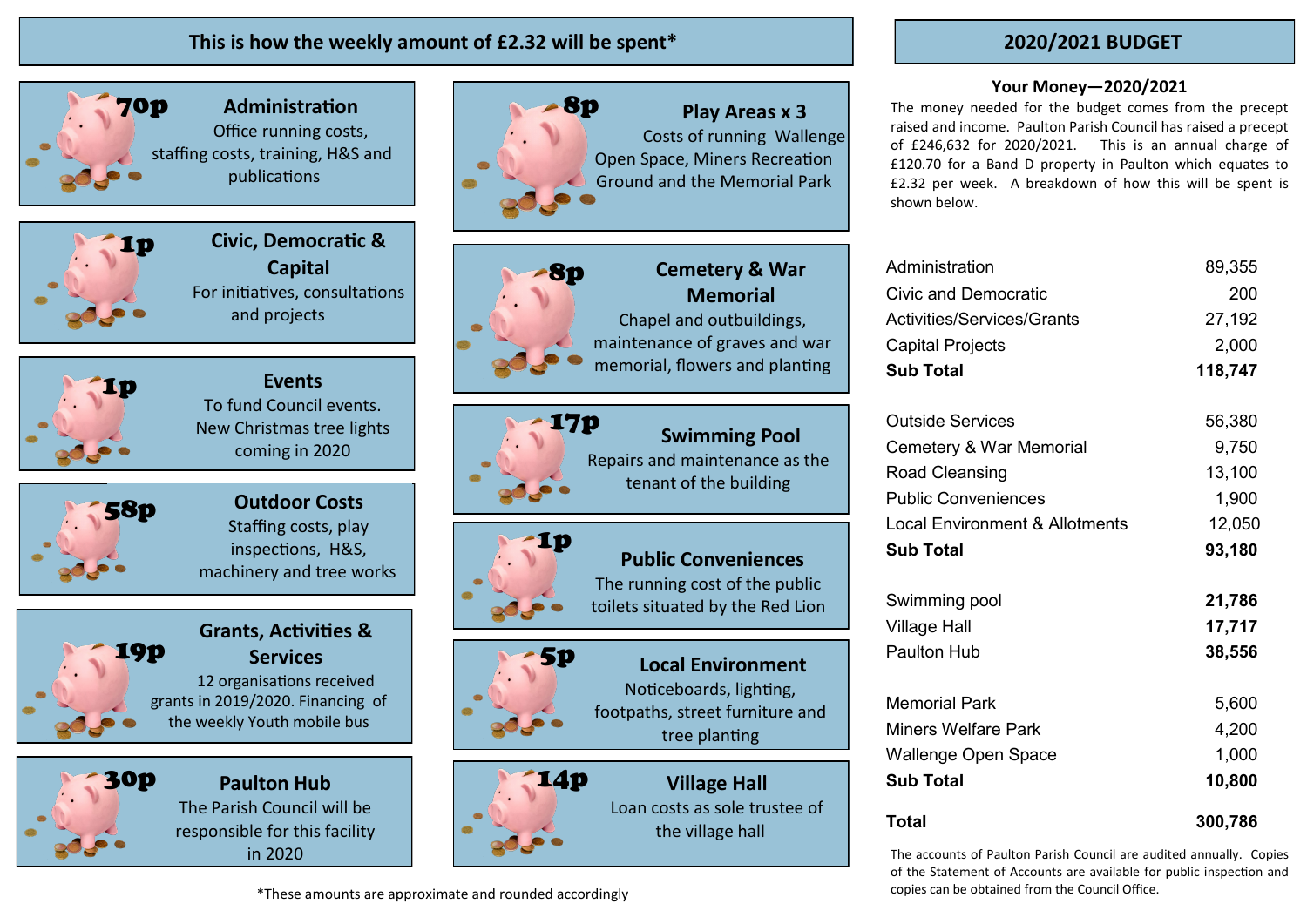## This is how the weekly amount of £2.32 will be spent*

**70p**

### Administration

Office running costs, staffing costs, training, H&S and publications

**1p**

### Civic, Democratic & Capital

For initiatives, consultations and projects

**1p**

### Events

To fund Council events. New Christmas tree lights coming in 2020

**58p**

### Outdoor Costs

Staffing costs, play inspections, H&S, machinery and tree works

**19p**

### Grants, Activities & Services

12 organisations received grants in 2019/2020. Financing of the weekly Youth mobile bus

**30p**

### Paulton Hub

The Parish Council will be responsible for this facility in 2020

**8p**

### Play Areas x 3

Costs of running Wallenge Open Space, Miners Recreation Ground and the Memorial Park

**8p**

### Cemetery & War Memorial

Chapel and outbuildings, maintenance of graves and war memorial, flowers and planting

**17p**

### Swimming Pool

Repairs and maintenance as the tenant of the building

**1p**

### Public Conveniences

The running cost of the public toilets situated by the Red Lion

**5p**

### Local Environment

Noticeboards, lighting, footpaths, street furniture and tree planting

**14p**

### Village Hall

Loan costs as sole trustee of the village hall

*These amounts are approximate and rounded accordingly

## 2020/2021 BUDGET

### Your Money—2020/2021

The money needed for the budget comes from the precept raised and income. Paulton Parish Council has raised a precept of £246,632 for 2020/2021. This is an annual charge of £120.70 for a Band D property in Paulton which equates to £2.32 per week. A breakdown of how this will be spent is shown below.

| | |
|---|---|
| Administration | 89,355 |
| Civic and Democratic | 200 |
| Activities/Services/Grants | 27,192 |
| Capital Projects | 2,000 |
| **Sub Total** | **118,747** |
| Outside Services | 56,380 |
| Cemetery & War Memorial | 9,750 |
| Road Cleansing | 13,100 |
| Public Conveniences | 1,900 |
| Local Environment & Allotments | 12,050 |
| **Sub Total** | **93,180** |
| Swimming pool | **21,786** |
| Village Hall | **17,717** |
| Paulton Hub | **38,556** |
| Memorial Park | 5,600 |
| Miners Welfare Park | 4,200 |
| Wallenge Open Space | 1,000 |
| **Sub Total** | **10,800** |
| **Total** | **300,786** |

The accounts of Paulton Parish Council are audited annually. Copies of the Statement of Accounts are available for public inspection and copies can be obtained from the Council Office.